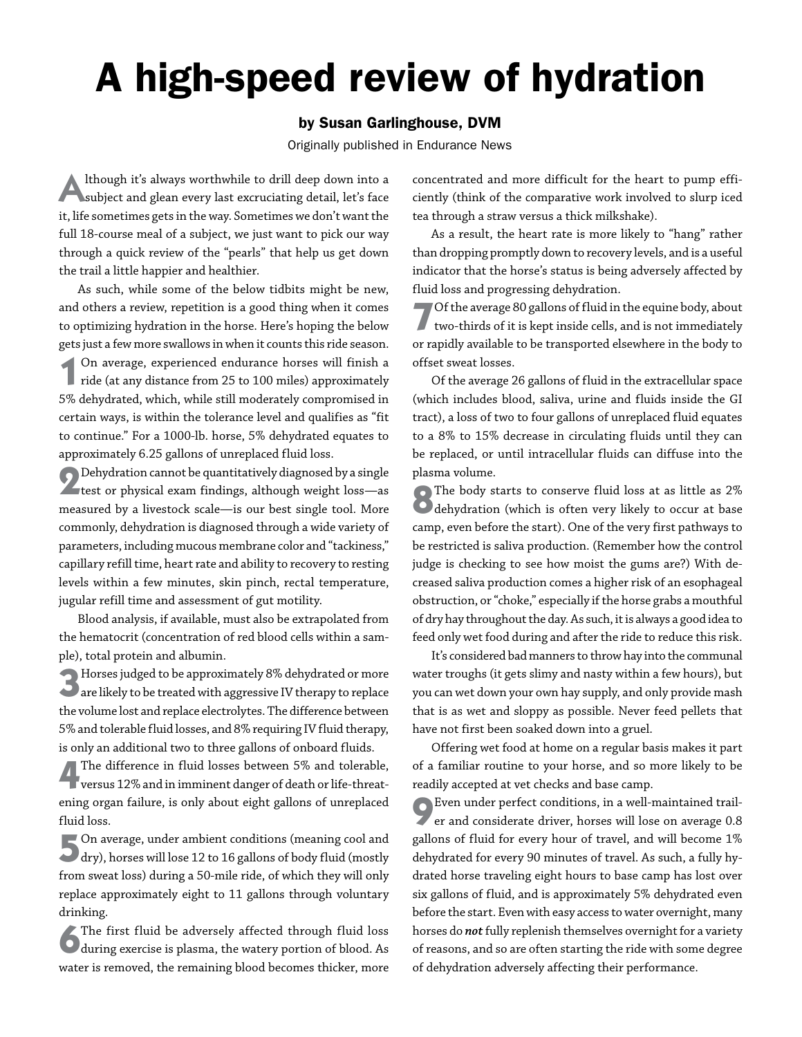# A high-speed review of hydration

**by Susan Garlinghouse, DVM**

Originally published in Endurance News

Although it's always worthwhile to drill deep down into a subject and glean every last excruciating detail, let's face it, life sometimes gets in the way. Sometimes we don't want the full 18-course meal of a subject, we just want to pick our way through a quick review of the "pearls" that help us get down the trail a little happier and healthier.

As such, while some of the below tidbits might be new, and others a review, repetition is a good thing when it comes to optimizing hydration in the horse. Here's hoping the below gets just a few more swallows in when it counts this ride season.

**1** On average, experienced endurance horses will finish a ride (at any distance from 25 to 100 miles) approximately 5% dehydrated, which, while still moderately compromised in certain ways, is within the tolerance level and qualifies as "fit to continue." For a 1000-lb. horse, 5% dehydrated equates to approximately 6.25 gallons of unreplaced fluid loss.

**2** Dehydration cannot be quantitatively diagnosed by a single test or physical exam findings, although weight loss—as measured by a livestock scale—is our best single tool. More commonly, dehydration is diagnosed through a wide variety of parameters, including mucous membrane color and "tackiness," capillary refill time, heart rate and ability to recovery to resting levels within a few minutes, skin pinch, rectal temperature, jugular refill time and assessment of gut motility.

Blood analysis, if available, must also be extrapolated from the hematocrit (concentration of red blood cells within a sample), total protein and albumin.

**3** Horses judged to be approximately 8% dehydrated or more are likely to be treated with aggressive IV therapy to replace the volume lost and replace electrolytes. The difference between 5% and tolerable fluid losses, and 8% requiring IV fluid therapy, is only an additional two to three gallons of onboard fluids.

**4** The difference in fluid losses between 5% and tolerable, versus 12% and in imminent danger of death or life-threatening organ failure, is only about eight gallons of unreplaced fluid loss.

**5** On average, under ambient conditions (meaning cool and dry), horses will lose 12 to 16 gallons of body fluid (mostly from sweat loss) during a 50-mile ride, of which they will only replace approximately eight to 11 gallons through voluntary drinking.

**6** The first fluid be adversely affected through fluid loss during exercise is plasma, the watery portion of blood. As water is removed, the remaining blood becomes thicker, more concentrated and more difficult for the heart to pump efficiently (think of the comparative work involved to slurp iced tea through a straw versus a thick milkshake).

As a result, the heart rate is more likely to "hang" rather than dropping promptly down to recovery levels, and is a useful indicator that the horse's status is being adversely affected by fluid loss and progressing dehydration.

**7** Of the average 80 gallons of fluid in the equine body, about two-thirds of it is kept inside cells, and is not immediately or rapidly available to be transported elsewhere in the body to offset sweat losses.

Of the average 26 gallons of fluid in the extracellular space (which includes blood, saliva, urine and fluids inside the GI tract), a loss of two to four gallons of unreplaced fluid equates to a 8% to 15% decrease in circulating fluids until they can be replaced, or until intracellular fluids can diffuse into the plasma volume.

**8** The body starts to conserve fluid loss at as little as 2% dehydration (which is often very likely to occur at base camp, even before the start). One of the very first pathways to be restricted is saliva production. (Remember how the control judge is checking to see how moist the gums are?) With decreased saliva production comes a higher risk of an esophageal obstruction, or "choke," especially if the horse grabs a mouthful of dry hay throughout the day. As such, it is always a good idea to feed only wet food during and after the ride to reduce this risk.

It's considered bad manners to throw hay into the communal water troughs (it gets slimy and nasty within a few hours), but you can wet down your own hay supply, and only provide mash that is as wet and sloppy as possible. Never feed pellets that have not first been soaked down into a gruel.

Offering wet food at home on a regular basis makes it part of a familiar routine to your horse, and so more likely to be readily accepted at vet checks and base camp.

**9** Even under perfect conditions, in a well-maintained trailer and considerate driver, horses will lose on average 0.8 gallons of fluid for every hour of travel, and will become 1% dehydrated for every 90 minutes of travel. As such, a fully hydrated horse traveling eight hours to base camp has lost over six gallons of fluid, and is approximately 5% dehydrated even before the start. Even with easy access to water overnight, many horses do ***not*** fully replenish themselves overnight for a variety of reasons, and so are often starting the ride with some degree of dehydration adversely affecting their performance.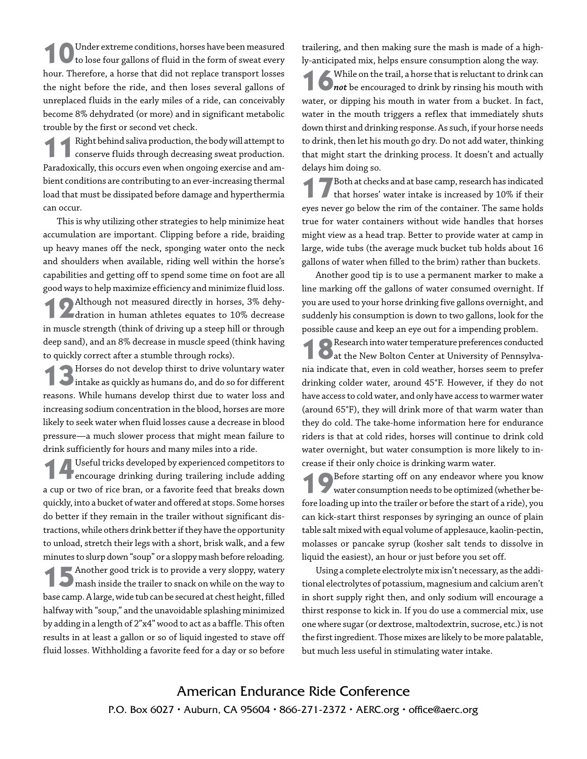**10** Under extreme conditions, horses have been measured to lose four gallons of fluid in the form of sweat every hour. Therefore, a horse that did not replace transport losses the night before the ride, and then loses several gallons of unreplaced fluids in the early miles of a ride, can conceivably become 8% dehydrated (or more) and in significant metabolic trouble by the first or second vet check.

**11** Right behind saliva production, the body will attempt to conserve fluids through decreasing sweat production. Paradoxically, this occurs even when ongoing exercise and ambient conditions are contributing to an ever-increasing thermal load that must be dissipated before damage and hyperthermia can occur.

This is why utilizing other strategies to help minimize heat accumulation are important. Clipping before a ride, braiding up heavy manes off the neck, sponging water onto the neck and shoulders when available, riding well within the horse's capabilities and getting off to spend some time on foot are all good ways to help maximize efficiency and minimize fluid loss.

**12** Although not measured directly in horses, 3% dehydration in human athletes equates to 10% decrease in muscle strength (think of driving up a steep hill or through deep sand), and an 8% decrease in muscle speed (think having to quickly correct after a stumble through rocks).

**13** Horses do not develop thirst to drive voluntary water intake as quickly as humans do, and do so for different reasons. While humans develop thirst due to water loss and increasing sodium concentration in the blood, horses are more likely to seek water when fluid losses cause a decrease in blood pressure—a much slower process that might mean failure to drink sufficiently for hours and many miles into a ride.

**14** Useful tricks developed by experienced competitors to encourage drinking during trailering include adding a cup or two of rice bran, or a favorite feed that breaks down quickly, into a bucket of water and offered at stops. Some horses do better if they remain in the trailer without significant distractions, while others drink better if they have the opportunity to unload, stretch their legs with a short, brisk walk, and a few minutes to slurp down "soup" or a sloppy mash before reloading.

**15** Another good trick is to provide a very sloppy, watery mash inside the trailer to snack on while on the way to base camp. A large, wide tub can be secured at chest height, filled halfway with "soup," and the unavoidable splashing minimized by adding in a length of 2"x4" wood to act as a baffle. This often results in at least a gallon or so of liquid ingested to stave off fluid losses. Withholding a favorite feed for a day or so before trailering, and then making sure the mash is made of a highly-anticipated mix, helps ensure consumption along the way.

**16** While on the trail, a horse that is reluctant to drink can ***not*** be encouraged to drink by rinsing his mouth with water, or dipping his mouth in water from a bucket. In fact, water in the mouth triggers a reflex that immediately shuts down thirst and drinking response. As such, if your horse needs to drink, then let his mouth go dry. Do not add water, thinking that might start the drinking process. It doesn't and actually delays him doing so.

**17** Both at checks and at base camp, research has indicated that horses' water intake is increased by 10% if their eyes never go below the rim of the container. The same holds true for water containers without wide handles that horses might view as a head trap. Better to provide water at camp in large, wide tubs (the average muck bucket tub holds about 16 gallons of water when filled to the brim) rather than buckets.

Another good tip is to use a permanent marker to make a line marking off the gallons of water consumed overnight. If you are used to your horse drinking five gallons overnight, and suddenly his consumption is down to two gallons, look for the possible cause and keep an eye out for a impending problem.

**18** Research into water temperature preferences conducted at the New Bolton Center at University of Pennsylvania indicate that, even in cold weather, horses seem to prefer drinking colder water, around 45°F. However, if they do not have access to cold water, and only have access to warmer water (around 65°F), they will drink more of that warm water than they do cold. The take-home information here for endurance riders is that at cold rides, horses will continue to drink cold water overnight, but water consumption is more likely to increase if their only choice is drinking warm water.

**19** Before starting off on any endeavor where you know water consumption needs to be optimized (whether before loading up into the trailer or before the start of a ride), you can kick-start thirst responses by syringing an ounce of plain table salt mixed with equal volume of applesauce, kaolin-pectin, molasses or pancake syrup (kosher salt tends to dissolve in liquid the easiest), an hour or just before you set off.

Using a complete electrolyte mix isn't necessary, as the additional electrolytes of potassium, magnesium and calcium aren't in short supply right then, and only sodium will encourage a thirst response to kick in. If you do use a commercial mix, use one where sugar (or dextrose, maltodextrin, sucrose, etc.) is not the first ingredient. Those mixes are likely to be more palatable, but much less useful in stimulating water intake.

American Endurance Ride Conference

P.O. Box 6027 • Auburn, CA 95604 • 866-271-2372 • AERC.org • office@aerc.org